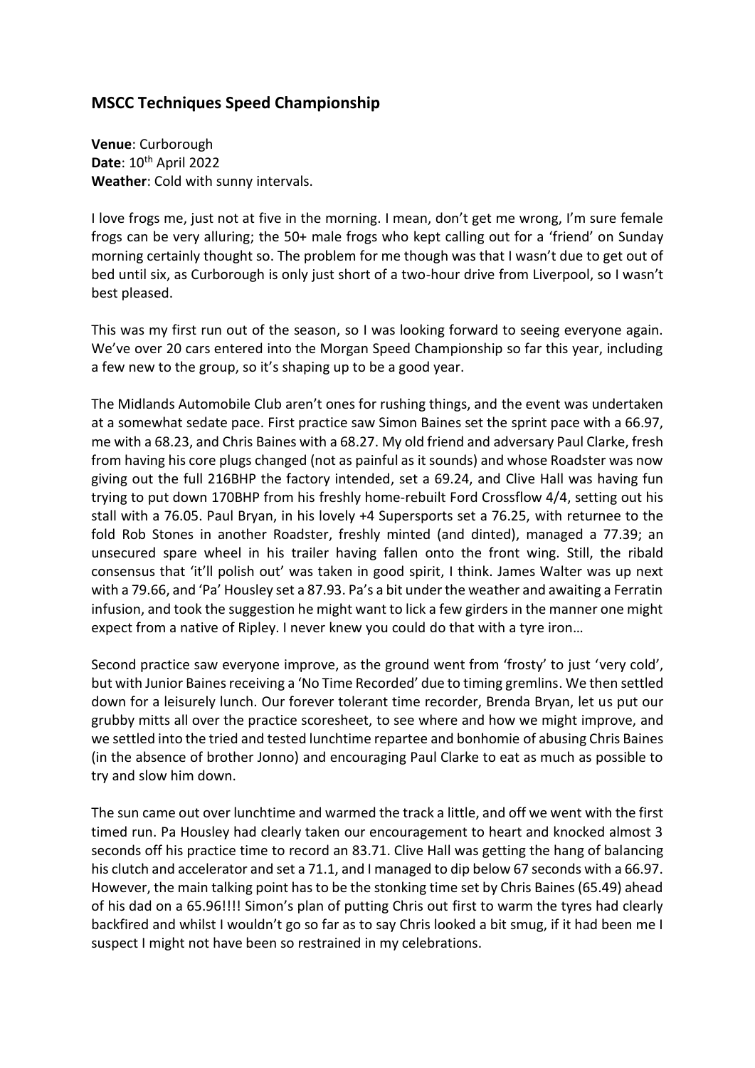## MSCC Techniques Speed Championship

**Venue**: Curborough
**Date**: 10th April 2022
**Weather**: Cold with sunny intervals.

I love frogs me, just not at five in the morning. I mean, don't get me wrong, I'm sure female frogs can be very alluring; the 50+ male frogs who kept calling out for a 'friend' on Sunday morning certainly thought so. The problem for me though was that I wasn't due to get out of bed until six, as Curborough is only just short of a two-hour drive from Liverpool, so I wasn't best pleased.

This was my first run out of the season, so I was looking forward to seeing everyone again. We've over 20 cars entered into the Morgan Speed Championship so far this year, including a few new to the group, so it's shaping up to be a good year.

The Midlands Automobile Club aren't ones for rushing things, and the event was undertaken at a somewhat sedate pace. First practice saw Simon Baines set the sprint pace with a 66.97, me with a 68.23, and Chris Baines with a 68.27. My old friend and adversary Paul Clarke, fresh from having his core plugs changed (not as painful as it sounds) and whose Roadster was now giving out the full 216BHP the factory intended, set a 69.24, and Clive Hall was having fun trying to put down 170BHP from his freshly home-rebuilt Ford Crossflow 4/4, setting out his stall with a 76.05. Paul Bryan, in his lovely +4 Supersports set a 76.25, with returnee to the fold Rob Stones in another Roadster, freshly minted (and dinted), managed a 77.39; an unsecured spare wheel in his trailer having fallen onto the front wing. Still, the ribald consensus that 'it'll polish out' was taken in good spirit, I think. James Walter was up next with a 79.66, and 'Pa' Housley set a 87.93. Pa's a bit under the weather and awaiting a Ferratin infusion, and took the suggestion he might want to lick a few girders in the manner one might expect from a native of Ripley. I never knew you could do that with a tyre iron…

Second practice saw everyone improve, as the ground went from 'frosty' to just 'very cold', but with Junior Baines receiving a 'No Time Recorded' due to timing gremlins. We then settled down for a leisurely lunch. Our forever tolerant time recorder, Brenda Bryan, let us put our grubby mitts all over the practice scoresheet, to see where and how we might improve, and we settled into the tried and tested lunchtime repartee and bonhomie of abusing Chris Baines (in the absence of brother Jonno) and encouraging Paul Clarke to eat as much as possible to try and slow him down.

The sun came out over lunchtime and warmed the track a little, and off we went with the first timed run. Pa Housley had clearly taken our encouragement to heart and knocked almost 3 seconds off his practice time to record an 83.71. Clive Hall was getting the hang of balancing his clutch and accelerator and set a 71.1, and I managed to dip below 67 seconds with a 66.97. However, the main talking point has to be the stonking time set by Chris Baines (65.49) ahead of his dad on a 65.96!!!! Simon's plan of putting Chris out first to warm the tyres had clearly backfired and whilst I wouldn't go so far as to say Chris looked a bit smug, if it had been me I suspect I might not have been so restrained in my celebrations.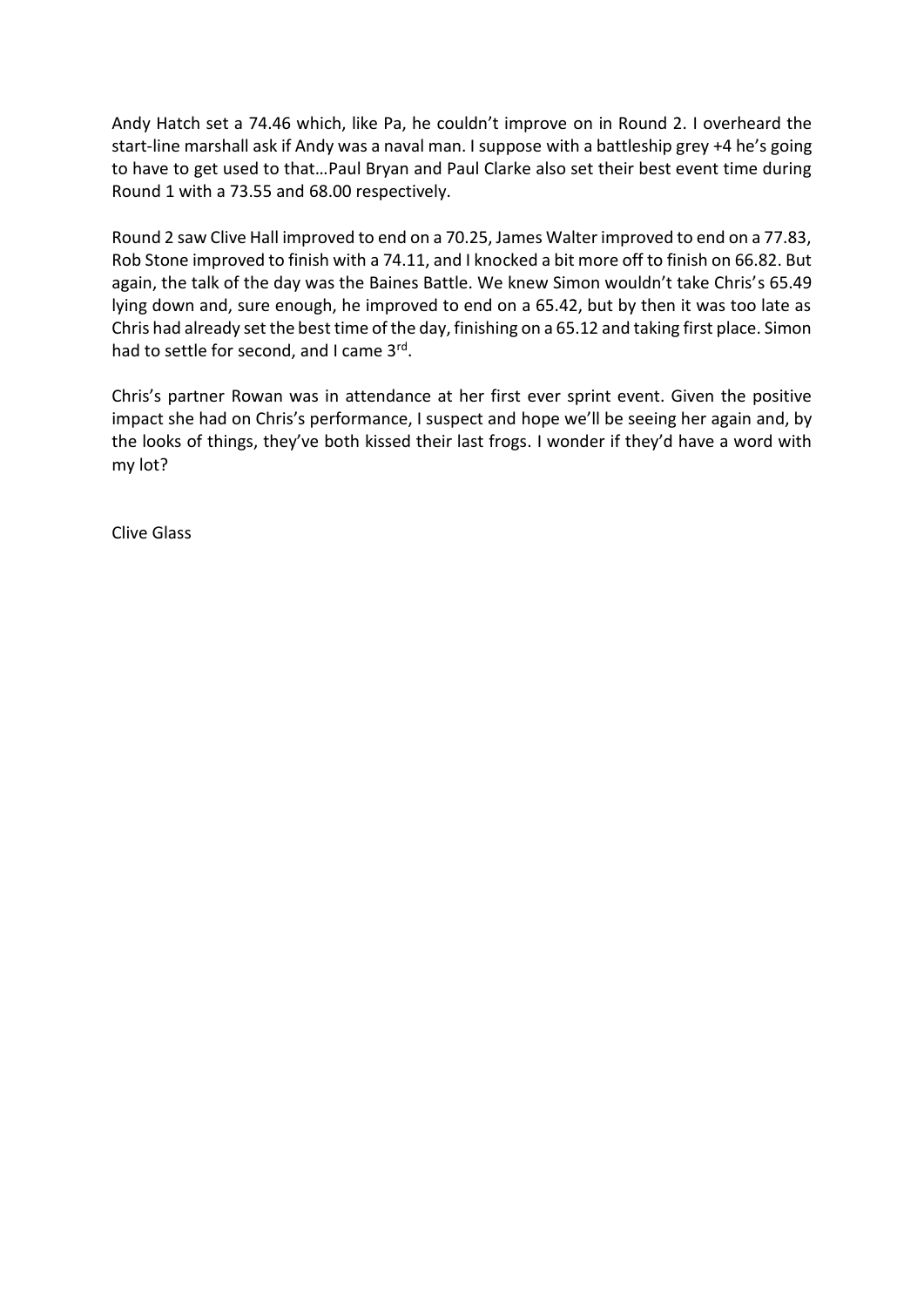Andy Hatch set a 74.46 which, like Pa, he couldn't improve on in Round 2. I overheard the start-line marshall ask if Andy was a naval man. I suppose with a battleship grey +4 he's going to have to get used to that…Paul Bryan and Paul Clarke also set their best event time during Round 1 with a 73.55 and 68.00 respectively.

Round 2 saw Clive Hall improved to end on a 70.25, James Walter improved to end on a 77.83, Rob Stone improved to finish with a 74.11, and I knocked a bit more off to finish on 66.82. But again, the talk of the day was the Baines Battle. We knew Simon wouldn't take Chris's 65.49 lying down and, sure enough, he improved to end on a 65.42, but by then it was too late as Chris had already set the best time of the day, finishing on a 65.12 and taking first place. Simon had to settle for second, and I came 3rd.

Chris's partner Rowan was in attendance at her first ever sprint event. Given the positive impact she had on Chris's performance, I suspect and hope we'll be seeing her again and, by the looks of things, they've both kissed their last frogs. I wonder if they'd have a word with my lot?

Clive Glass